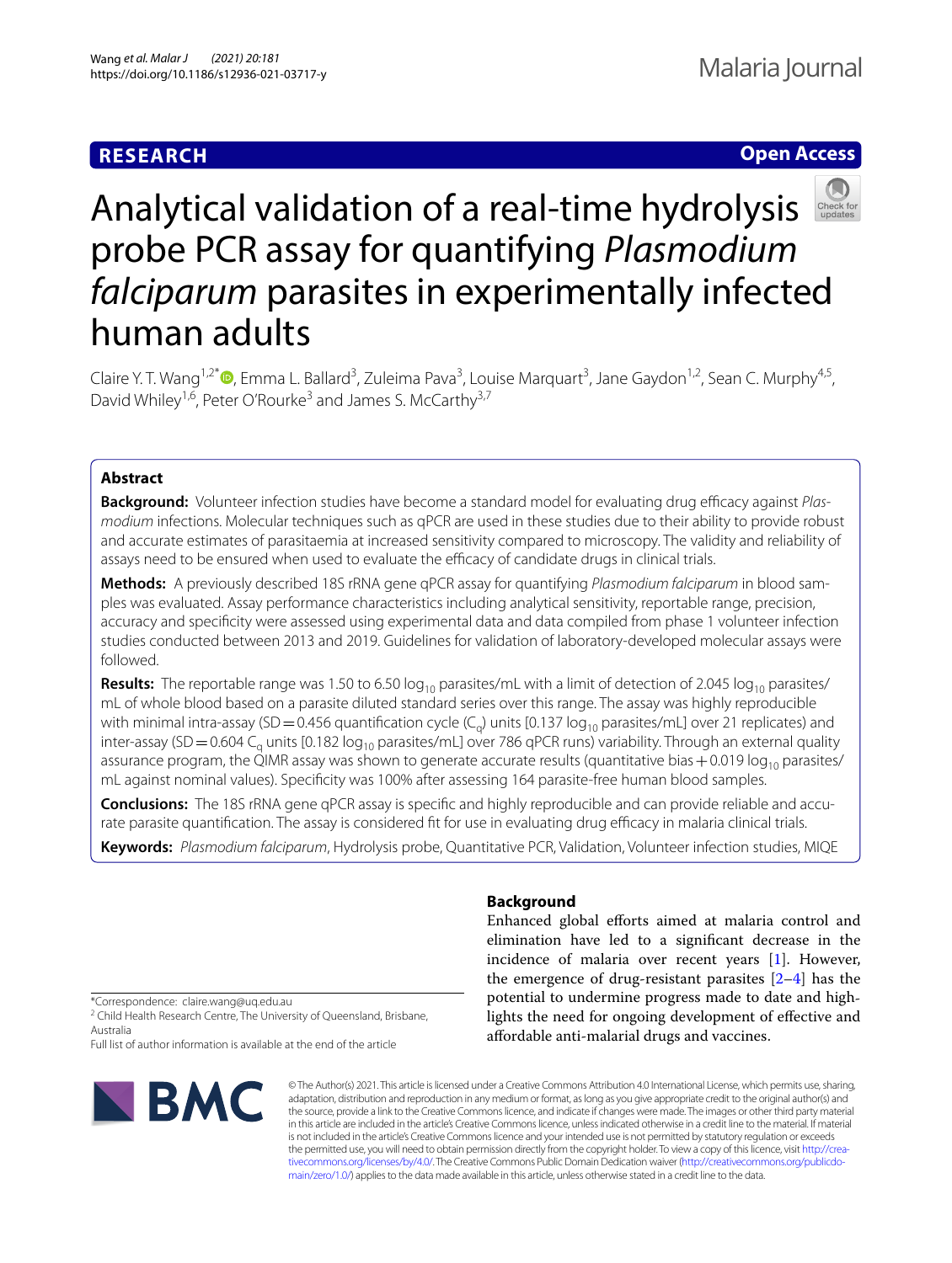RESEARCH

Open Access

# Analytical validation of a real-time hydrolysis probe PCR assay for quantifying *Plasmodium falciparum* parasites in experimentally infected human adults

Claire Y. T. Wang[1,2*], Emma L. Ballard[3], Zuleima Pava[3], Louise Marquart[3], Jane Gaydon[1,2], Sean C. Murphy[4,5], David Whiley[1,6], Peter O'Rourke[3] and James S. McCarthy[3,7]

## Abstract

**Background:** Volunteer infection studies have become a standard model for evaluating drug efficacy against *Plasmodium* infections. Molecular techniques such as qPCR are used in these studies due to their ability to provide robust and accurate estimates of parasitaemia at increased sensitivity compared to microscopy. The validity and reliability of assays need to be ensured when used to evaluate the efficacy of candidate drugs in clinical trials.

**Methods:** A previously described 18S rRNA gene qPCR assay for quantifying *Plasmodium falciparum* in blood samples was evaluated. Assay performance characteristics including analytical sensitivity, reportable range, precision, accuracy and specificity were assessed using experimental data and data compiled from phase 1 volunteer infection studies conducted between 2013 and 2019. Guidelines for validation of laboratory-developed molecular assays were followed.

**Results:** The reportable range was 1.50 to 6.50 $\log_{10}$ parasites/mL with a limit of detection of 2.045 $\log_{10}$ parasites/mL of whole blood based on a parasite diluted standard series over this range. The assay was highly reproducible with minimal intra-assay (SD = 0.456 quantification cycle ($C_q$) units [0.137 $\log_{10}$ parasites/mL] over 21 replicates) and inter-assay (SD = 0.604 $C_q$ units [0.182 $\log_{10}$ parasites/mL] over 786 qPCR runs) variability. Through an external quality assurance program, the QIMR assay was shown to generate accurate results (quantitative bias + 0.019 $\log_{10}$ parasites/mL against nominal values). Specificity was 100% after assessing 164 parasite-free human blood samples.

**Conclusions:** The 18S rRNA gene qPCR assay is specific and highly reproducible and can provide reliable and accurate parasite quantification. The assay is considered fit for use in evaluating drug efficacy in malaria clinical trials.

**Keywords:** *Plasmodium falciparum*, Hydrolysis probe, Quantitative PCR, Validation, Volunteer infection studies, MIQE

*Correspondence: claire.wang@uq.edu.au
[2] Child Health Research Centre, The University of Queensland, Brisbane, Australia
Full list of author information is available at the end of the article

## Background

Enhanced global efforts aimed at malaria control and elimination have led to a significant decrease in the incidence of malaria over recent years [1]. However, the emergence of drug-resistant parasites [2–4] has the potential to undermine progress made to date and highlights the need for ongoing development of effective and affordable anti-malarial drugs and vaccines.

© The Author(s) 2021. This article is licensed under a Creative Commons Attribution 4.0 International License, which permits use, sharing, adaptation, distribution and reproduction in any medium or format, as long as you give appropriate credit to the original author(s) and the source, provide a link to the Creative Commons licence, and indicate if changes were made. The images or other third party material in this article are included in the article's Creative Commons licence, unless indicated otherwise in a credit line to the material. If material is not included in the article's Creative Commons licence and your intended use is not permitted by statutory regulation or exceeds the permitted use, you will need to obtain permission directly from the copyright holder. To view a copy of this licence, visit http://creativecommons.org/licenses/by/4.0/. The Creative Commons Public Domain Dedication waiver (http://creativecommons.org/publicdomain/zero/1.0/) applies to the data made available in this article, unless otherwise stated in a credit line to the data.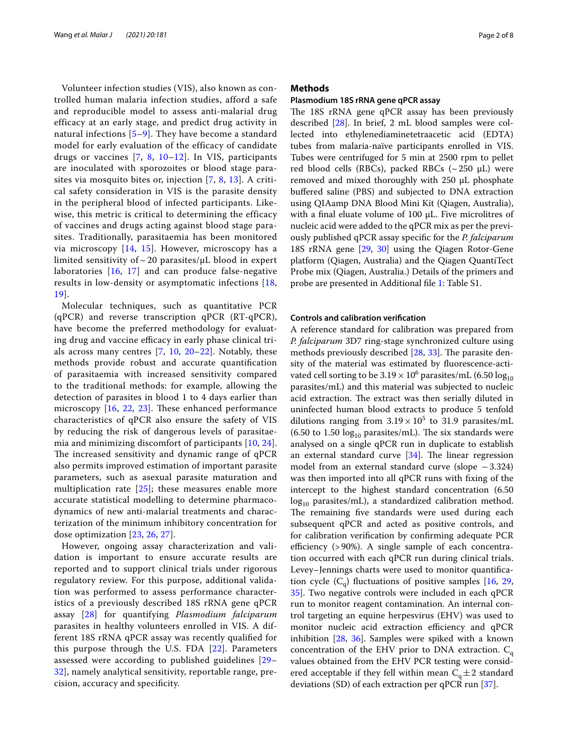Volunteer infection studies (VIS), also known as controlled human malaria infection studies, afford a safe and reproducible model to assess anti-malarial drug efficacy at an early stage, and predict drug activity in natural infections [5–9]. They have become a standard model for early evaluation of the efficacy of candidate drugs or vaccines [7, 8, 10–12]. In VIS, participants are inoculated with sporozoites or blood stage parasites via mosquito bites or, injection [7, 8, 13]. A critical safety consideration in VIS is the parasite density in the peripheral blood of infected participants. Likewise, this metric is critical to determining the efficacy of vaccines and drugs acting against blood stage parasites. Traditionally, parasitaemia has been monitored via microscopy [14, 15]. However, microscopy has a limited sensitivity of ~ 20 parasites/μL blood in expert laboratories [16, 17] and can produce false-negative results in low-density or asymptomatic infections [18, 19].

Molecular techniques, such as quantitative PCR (qPCR) and reverse transcription qPCR (RT-qPCR), have become the preferred methodology for evaluating drug and vaccine efficacy in early phase clinical trials across many centres [7, 10, 20–22]. Notably, these methods provide robust and accurate quantification of parasitaemia with increased sensitivity compared to the traditional methods: for example, allowing the detection of parasites in blood 1 to 4 days earlier than microscopy [16, 22, 23]. These enhanced performance characteristics of qPCR also ensure the safety of VIS by reducing the risk of dangerous levels of parasitaemia and minimizing discomfort of participants [10, 24]. The increased sensitivity and dynamic range of qPCR also permits improved estimation of important parasite parameters, such as asexual parasite maturation and multiplication rate [25]; these measures enable more accurate statistical modelling to determine pharmacodynamics of new anti-malarial treatments and characterization of the minimum inhibitory concentration for dose optimization [23, 26, 27].

However, ongoing assay characterization and validation is important to ensure accurate results are reported and to support clinical trials under rigorous regulatory review. For this purpose, additional validation was performed to assess performance characteristics of a previously described 18S rRNA gene qPCR assay [28] for quantifying *Plasmodium falciparum* parasites in healthy volunteers enrolled in VIS. A different 18S rRNA qPCR assay was recently qualified for this purpose through the U.S. FDA [22]. Parameters assessed were according to published guidelines [29–32], namely analytical sensitivity, reportable range, precision, accuracy and specificity.

## Methods

### Plasmodium 18S rRNA gene qPCR assay

The 18S rRNA gene qPCR assay has been previously described [28]. In brief, 2 mL blood samples were collected into ethylenediaminetetraacetic acid (EDTA) tubes from malaria-naïve participants enrolled in VIS. Tubes were centrifuged for 5 min at 2500 rpm to pellet red blood cells (RBCs), packed RBCs (~ 250 μL) were removed and mixed thoroughly with 250 μL phosphate buffered saline (PBS) and subjected to DNA extraction using QIAamp DNA Blood Mini Kit (Qiagen, Australia), with a final eluate volume of 100 μL. Five microlitres of nucleic acid were added to the qPCR mix as per the previously published qPCR assay specific for the *P. falciparum* 18S rRNA gene [29, 30] using the Qiagen Rotor-Gene platform (Qiagen, Australia) and the Qiagen QuantiTect Probe mix (Qiagen, Australia.) Details of the primers and probe are presented in Additional file 1: Table S1.

### Controls and calibration verification

A reference standard for calibration was prepared from *P. falciparum* 3D7 ring-stage synchronized culture using methods previously described [28, 33]. The parasite density of the material was estimated by fluorescence-activated cell sorting to be $3.19 \times 10^6$ parasites/mL (6.50 $\log_{10}$ parasites/mL) and this material was subjected to nucleic acid extraction. The extract was then serially diluted in uninfected human blood extracts to produce 5 tenfold dilutions ranging from $3.19 \times 10^5$ to 31.9 parasites/mL (6.50 to 1.50 $\log_{10}$ parasites/mL). The six standards were analysed on a single qPCR run in duplicate to establish an external standard curve [34]. The linear regression model from an external standard curve (slope −3.324) was then imported into all qPCR runs with fixing of the intercept to the highest standard concentration (6.50 $\log_{10}$ parasites/mL), a standardized calibration method. The remaining five standards were used during each subsequent qPCR and acted as positive controls, and for calibration verification by confirming adequate PCR efficiency (> 90%). A single sample of each concentration occurred with each qPCR run during clinical trials. Levey–Jennings charts were used to monitor quantification cycle ($C_q$) fluctuations of positive samples [16, 29, 35]. Two negative controls were included in each qPCR run to monitor reagent contamination. An internal control targeting an equine herpesvirus (EHV) was used to monitor nucleic acid extraction efficiency and qPCR inhibition [28, 36]. Samples were spiked with a known concentration of the EHV prior to DNA extraction. $C_q$ values obtained from the EHV PCR testing were considered acceptable if they fell within mean $C_q \pm 2$ standard deviations (SD) of each extraction per qPCR run [37].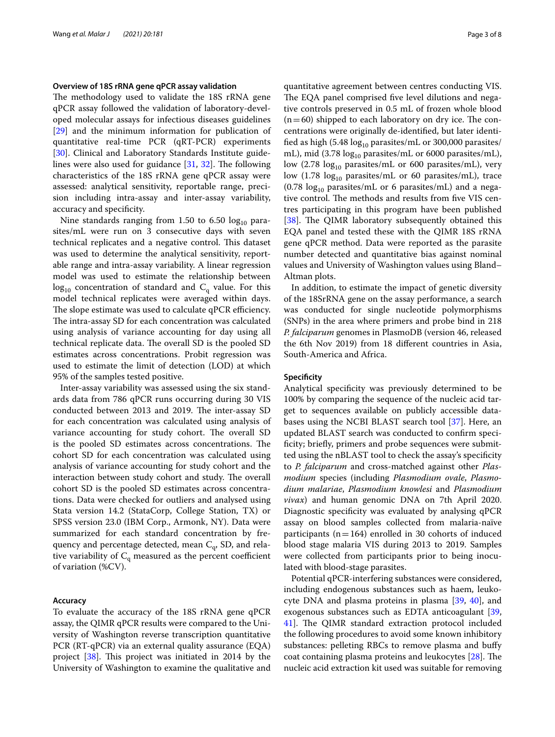### Overview of 18S rRNA gene qPCR assay validation

The methodology used to validate the 18S rRNA gene qPCR assay followed the validation of laboratory-developed molecular assays for infectious diseases guidelines [29] and the minimum information for publication of quantitative real-time PCR (qRT-PCR) experiments [30]. Clinical and Laboratory Standards Institute guidelines were also used for guidance [31, 32]. The following characteristics of the 18S rRNA gene qPCR assay were assessed: analytical sensitivity, reportable range, precision including intra-assay and inter-assay variability, accuracy and specificity.

Nine standards ranging from 1.50 to 6.50 $\log_{10}$ parasites/mL were run on 3 consecutive days with seven technical replicates and a negative control. This dataset was used to determine the analytical sensitivity, reportable range and intra-assay variability. A linear regression model was used to estimate the relationship between $\log_{10}$ concentration of standard and $C_q$ value. For this model technical replicates were averaged within days. The slope estimate was used to calculate qPCR efficiency. The intra-assay SD for each concentration was calculated using analysis of variance accounting for day using all technical replicate data. The overall SD is the pooled SD estimates across concentrations. Probit regression was used to estimate the limit of detection (LOD) at which 95% of the samples tested positive.

Inter-assay variability was assessed using the six standards data from 786 qPCR runs occurring during 30 VIS conducted between 2013 and 2019. The inter-assay SD for each concentration was calculated using analysis of variance accounting for study cohort. The overall SD is the pooled SD estimates across concentrations. The cohort SD for each concentration was calculated using analysis of variance accounting for study cohort and the interaction between study cohort and study. The overall cohort SD is the pooled SD estimates across concentrations. Data were checked for outliers and analysed using Stata version 14.2 (StataCorp, College Station, TX) or SPSS version 23.0 (IBM Corp., Armonk, NY). Data were summarized for each standard concentration by frequency and percentage detected, mean $C_q$, SD, and relative variability of $C_q$ measured as the percent coefficient of variation (%CV).

### Accuracy

To evaluate the accuracy of the 18S rRNA gene qPCR assay, the QIMR qPCR results were compared to the University of Washington reverse transcription quantitative PCR (RT-qPCR) via an external quality assurance (EQA) project [38]. This project was initiated in 2014 by the University of Washington to examine the qualitative and quantitative agreement between centres conducting VIS. The EQA panel comprised five level dilutions and negative controls preserved in 0.5 mL of frozen whole blood (n = 60) shipped to each laboratory on dry ice. The concentrations were originally de-identified, but later identified as high (5.48 $\log_{10}$ parasites/mL or 300,000 parasites/mL), mid (3.78 $\log_{10}$ parasites/mL or 6000 parasites/mL), low (2.78 $\log_{10}$ parasites/mL or 600 parasites/mL), very low (1.78 $\log_{10}$ parasites/mL or 60 parasites/mL), trace (0.78 $\log_{10}$ parasites/mL or 6 parasites/mL) and a negative control. The methods and results from five VIS centres participating in this program have been published [38]. The QIMR laboratory subsequently obtained this EQA panel and tested these with the QIMR 18S rRNA gene qPCR method. Data were reported as the parasite number detected and quantitative bias against nominal values and University of Washington values using Bland–Altman plots.

In addition, to estimate the impact of genetic diversity of the 18SrRNA gene on the assay performance, a search was conducted for single nucleotide polymorphisms (SNPs) in the area where primers and probe bind in 218 *P. falciparum* genomes in PlasmoDB (version 46, released the 6th Nov 2019) from 18 different countries in Asia, South-America and Africa.

### Specificity

Analytical specificity was previously determined to be 100% by comparing the sequence of the nucleic acid target to sequences available on publicly accessible databases using the NCBI BLAST search tool [37]. Here, an updated BLAST search was conducted to confirm specificity; briefly, primers and probe sequences were submitted using the nBLAST tool to check the assay's specificity to *P. falciparum* and cross-matched against other *Plasmodium* species (including *Plasmodium ovale*, *Plasmodium malariae*, *Plasmodium knowlesi* and *Plasmodium vivax*) and human genomic DNA on 7th April 2020. Diagnostic specificity was evaluated by analysing qPCR assay on blood samples collected from malaria-naïve participants (n = 164) enrolled in 30 cohorts of induced blood stage malaria VIS during 2013 to 2019. Samples were collected from participants prior to being inoculated with blood-stage parasites.

Potential qPCR-interfering substances were considered, including endogenous substances such as haem, leukocyte DNA and plasma proteins in plasma [39, 40], and exogenous substances such as EDTA anticoagulant [39, 41]. The QIMR standard extraction protocol included the following procedures to avoid some known inhibitory substances: pelleting RBCs to remove plasma and buffy coat containing plasma proteins and leukocytes [28]. The nucleic acid extraction kit used was suitable for removing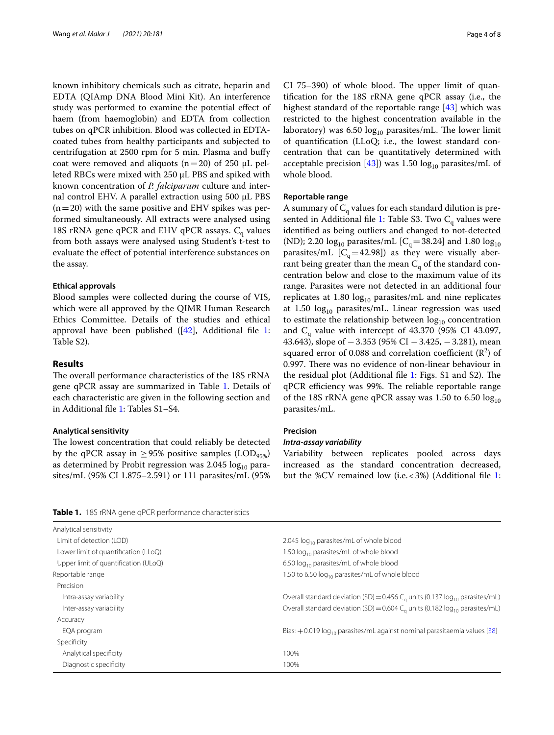known inhibitory chemicals such as citrate, heparin and EDTA (QIAmp DNA Blood Mini Kit). An interference study was performed to examine the potential effect of haem (from haemoglobin) and EDTA from collection tubes on qPCR inhibition. Blood was collected in EDTA-coated tubes from healthy participants and subjected to centrifugation at 2500 rpm for 5 min. Plasma and buffy coat were removed and aliquots (n = 20) of 250 µL pelleted RBCs were mixed with 250 µL PBS and spiked with known concentration of *P. falciparum* culture and internal control EHV. A parallel extraction using 500 µL PBS (n = 20) with the same positive and EHV spikes was performed simultaneously. All extracts were analysed using 18S rRNA gene qPCR and EHV qPCR assays. $C_q$ values from both assays were analysed using Student's t-test to evaluate the effect of potential interference substances on the assay.

#### Ethical approvals

Blood samples were collected during the course of VIS, which were all approved by the QIMR Human Research Ethics Committee. Details of the studies and ethical approval have been published ([42], Additional file 1: Table S2).

## Results

The overall performance characteristics of the 18S rRNA gene qPCR assay are summarized in Table 1. Details of each characteristic are given in the following section and in Additional file 1: Tables S1–S4.

#### Analytical sensitivity

The lowest concentration that could reliably be detected by the qPCR assay in ≥ 95% positive samples ($LOD_{95\%}$) as determined by Probit regression was 2.045 $\log_{10}$ parasites/mL (95% CI 1.875–2.591) or 111 parasites/mL (95% CI 75–390) of whole blood. The upper limit of quantification for the 18S rRNA gene qPCR assay (i.e., the highest standard of the reportable range [43] which was restricted to the highest concentration available in the laboratory) was 6.50 $\log_{10}$ parasites/mL. The lower limit of quantification (LLoQ; i.e., the lowest standard concentration that can be quantitatively determined with acceptable precision [43]) was 1.50 $\log_{10}$ parasites/mL of whole blood.

#### Reportable range

A summary of $C_q$ values for each standard dilution is presented in Additional file 1: Table S3. Two $C_q$ values were identified as being outliers and changed to not-detected (ND); 2.20 $\log_{10}$ parasites/mL [$C_q$ = 38.24] and 1.80 $\log_{10}$ parasites/mL [$C_q$ = 42.98]) as they were visually aberrant being greater than the mean $C_q$ of the standard concentration below and close to the maximum value of its range. Parasites were not detected in an additional four replicates at 1.80 $\log_{10}$ parasites/mL and nine replicates at 1.50 $\log_{10}$ parasites/mL. Linear regression was used to estimate the relationship between $\log_{10}$ concentration and $C_q$ value with intercept of 43.370 (95% CI 43.097, 43.643), slope of −3.353 (95% CI −3.425, −3.281), mean squared error of 0.088 and correlation coefficient ($R^2$) of 0.997. There was no evidence of non-linear behaviour in the residual plot (Additional file 1: Figs. S1 and S2). The qPCR efficiency was 99%. The reliable reportable range of the 18S rRNA gene qPCR assay was 1.50 to 6.50 $\log_{10}$ parasites/mL.

#### Precision

##### *Intra-assay variability*

Variability between replicates pooled across days increased as the standard concentration decreased, but the %CV remained low (i.e. < 3%) (Additional file 1:

**Table 1.** 18S rRNA gene qPCR performance characteristics

| | |
|---|---|
| Analytical sensitivity | |
| Limit of detection (LOD) | 2.045 $\log_{10}$ parasites/mL of whole blood |
| Lower limit of quantification (LLoQ) | 1.50 $\log_{10}$ parasites/mL of whole blood |
| Upper limit of quantification (ULoQ) | 6.50 $\log_{10}$ parasites/mL of whole blood |
| Reportable range | 1.50 to 6.50 $\log_{10}$ parasites/mL of whole blood |
| Precision | |
| Intra-assay variability | Overall standard deviation (SD) = 0.456 $C_q$ units (0.137 $\log_{10}$ parasites/mL) |
| Inter-assay variability | Overall standard deviation (SD) = 0.604 $C_q$ units (0.182 $\log_{10}$ parasites/mL) |
| Accuracy | |
| EQA program | Bias: +0.019 $\log_{10}$ parasites/mL against nominal parasitaemia values [38] |
| Specificity | |
| Analytical specificity | 100% |
| Diagnostic specificity | 100% |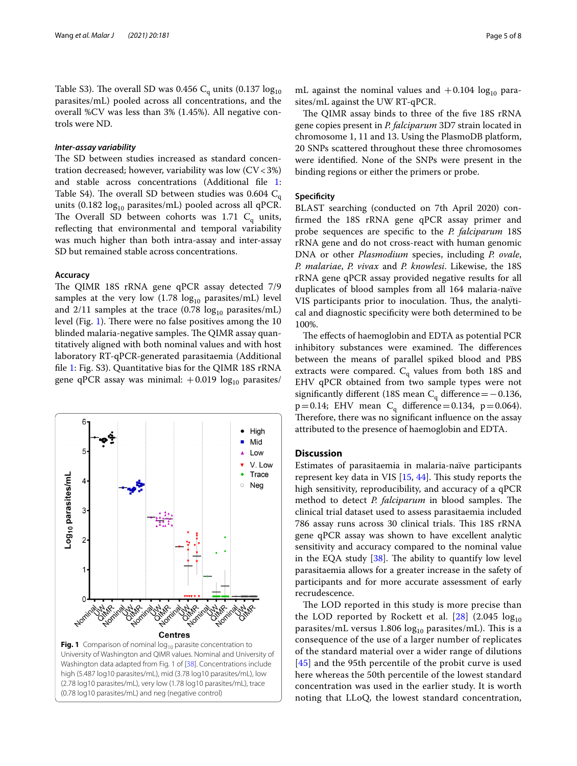Table S3). The overall SD was 0.456 $C_q$ units (0.137 $\log_{10}$ parasites/mL) pooled across all concentrations, and the overall %CV was less than 3% (1.45%). All negative controls were ND.

#### *Inter-assay variability*

The SD between studies increased as standard concentration decreased; however, variability was low (CV < 3%) and stable across concentrations (Additional file 1: Table S4). The overall SD between studies was 0.604 $C_q$ units (0.182 $\log_{10}$ parasites/mL) pooled across all qPCR. The Overall SD between cohorts was 1.71 $C_q$ units, reflecting that environmental and temporal variability was much higher than both intra-assay and inter-assay SD but remained stable across concentrations.

### Accuracy

The QIMR 18S rRNA gene qPCR assay detected 7/9 samples at the very low (1.78 $\log_{10}$ parasites/mL) level and 2/11 samples at the trace (0.78 $\log_{10}$ parasites/mL) level (Fig. 1). There were no false positives among the 10 blinded malaria-negative samples. The QIMR assay quantitatively aligned with both nominal values and with host laboratory RT-qPCR-generated parasitaemia (Additional file 1: Fig. S3). Quantitative bias for the QIMR 18S rRNA gene qPCR assay was minimal: +0.019 $\log_{10}$ parasites/mL against the nominal values and +0.104 $\log_{10}$ parasites/mL against the UW RT-qPCR.

**Fig. 1** Comparison of nominal $\log_{10}$ parasite concentration to University of Washington and QIMR values. Nominal and University of Washington data adapted from Fig. 1 of [38]. Concentrations include high (5.487 log10 parasites/mL), mid (3.78 log10 parasites/mL), low (2.78 log10 parasites/mL), very low (1.78 log10 parasites/mL), trace (0.78 log10 parasites/mL) and neg (negative control)

The QIMR assay binds to three of the five 18S rRNA gene copies present in *P. falciparum* 3D7 strain located in chromosome 1, 11 and 13. Using the PlasmoDB platform, 20 SNPs scattered throughout these three chromosomes were identified. None of the SNPs were present in the binding regions or either the primers or probe.

### Specificity

BLAST searching (conducted on 7th April 2020) confirmed the 18S rRNA gene qPCR assay primer and probe sequences are specific to the *P. falciparum* 18S rRNA gene and do not cross-react with human genomic DNA or other *Plasmodium* species, including *P. ovale*, *P. malariae*, *P. vivax* and *P. knowlesi*. Likewise, the 18S rRNA gene qPCR assay provided negative results for all duplicates of blood samples from all 164 malaria-naïve VIS participants prior to inoculation. Thus, the analytical and diagnostic specificity were both determined to be 100%.

The effects of haemoglobin and EDTA as potential PCR inhibitory substances were examined. The differences between the means of parallel spiked blood and PBS extracts were compared. $C_q$ values from both 18S and EHV qPCR obtained from two sample types were not significantly different (18S mean $C_q$ difference = −0.136, $p = 0.14$; EHV mean $C_q$ difference = 0.134, $p = 0.064$). Therefore, there was no significant influence on the assay attributed to the presence of haemoglobin and EDTA.

## Discussion

Estimates of parasitaemia in malaria-naïve participants represent key data in VIS [15, 44]. This study reports the high sensitivity, reproducibility, and accuracy of a qPCR method to detect *P. falciparum* in blood samples. The clinical trial dataset used to assess parasitaemia included 786 assay runs across 30 clinical trials. This 18S rRNA gene qPCR assay was shown to have excellent analytic sensitivity and accuracy compared to the nominal value in the EQA study [38]. The ability to quantify low level parasitaemia allows for a greater increase in the safety of participants and for more accurate assessment of early recrudescence.

The LOD reported in this study is more precise than the LOD reported by Rockett et al. [28] (2.045 $\log_{10}$ parasites/mL versus 1.806 $\log_{10}$ parasites/mL). This is a consequence of the use of a larger number of replicates of the standard material over a wider range of dilutions [45] and the 95th percentile of the probit curve is used here whereas the 50th percentile of the lowest standard concentration was used in the earlier study. It is worth noting that LLoQ, the lowest standard concentration,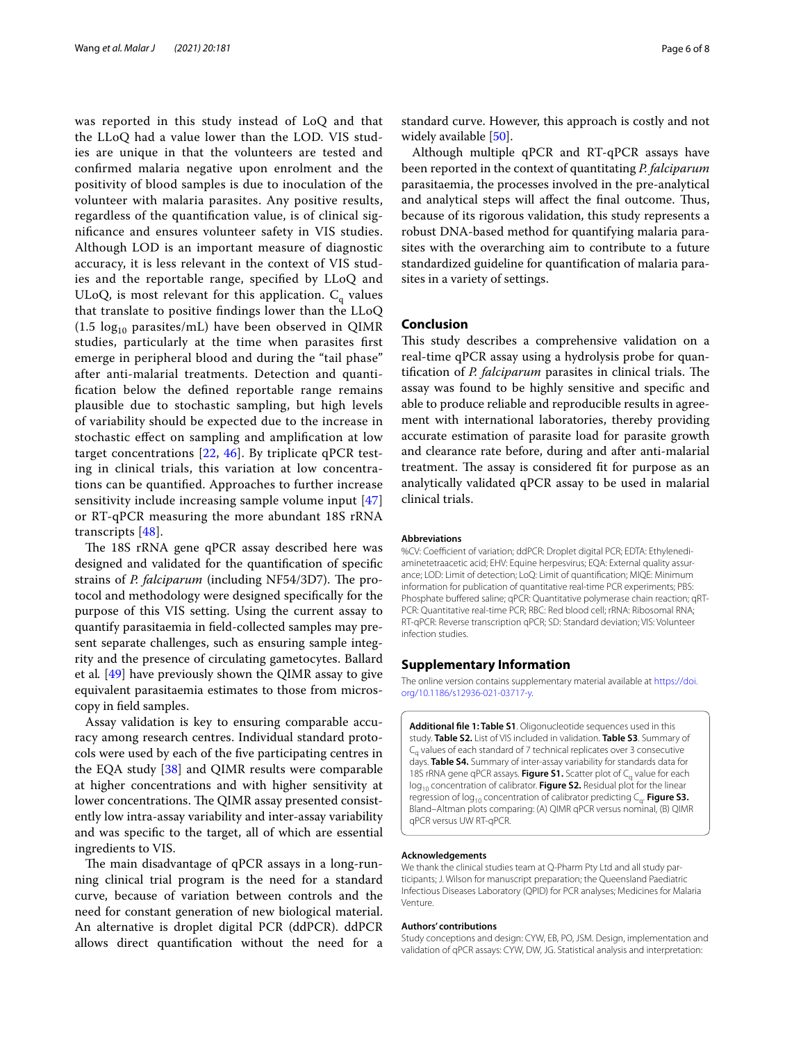was reported in this study instead of LoQ and that the LLoQ had a value lower than the LOD. VIS studies are unique in that the volunteers are tested and confirmed malaria negative upon enrolment and the positivity of blood samples is due to inoculation of the volunteer with malaria parasites. Any positive results, regardless of the quantification value, is of clinical significance and ensures volunteer safety in VIS studies. Although LOD is an important measure of diagnostic accuracy, it is less relevant in the context of VIS studies and the reportable range, specified by LLoQ and ULoQ, is most relevant for this application. $C_q$ values that translate to positive findings lower than the LLoQ (1.5 $\log_{10}$ parasites/mL) have been observed in QIMR studies, particularly at the time when parasites first emerge in peripheral blood and during the "tail phase" after anti-malarial treatments. Detection and quantification below the defined reportable range remains plausible due to stochastic sampling, but high levels of variability should be expected due to the increase in stochastic effect on sampling and amplification at low target concentrations [22, 46]. By triplicate qPCR testing in clinical trials, this variation at low concentrations can be quantified. Approaches to further increase sensitivity include increasing sample volume input [47] or RT-qPCR measuring the more abundant 18S rRNA transcripts [48].

The 18S rRNA gene qPCR assay described here was designed and validated for the quantification of specific strains of *P. falciparum* (including NF54/3D7). The protocol and methodology were designed specifically for the purpose of this VIS setting. Using the current assay to quantify parasitaemia in field-collected samples may present separate challenges, such as ensuring sample integrity and the presence of circulating gametocytes. Ballard et al. [49] have previously shown the QIMR assay to give equivalent parasitaemia estimates to those from microscopy in field samples.

Assay validation is key to ensuring comparable accuracy among research centres. Individual standard protocols were used by each of the five participating centres in the EQA study [38] and QIMR results were comparable at higher concentrations and with higher sensitivity at lower concentrations. The QIMR assay presented consistently low intra-assay variability and inter-assay variability and was specific to the target, all of which are essential ingredients to VIS.

The main disadvantage of qPCR assays in a long-running clinical trial program is the need for a standard curve, because of variation between controls and the need for constant generation of new biological material. An alternative is droplet digital PCR (ddPCR). ddPCR allows direct quantification without the need for a standard curve. However, this approach is costly and not widely available [50].

Although multiple qPCR and RT-qPCR assays have been reported in the context of quantitating *P. falciparum* parasitaemia, the processes involved in the pre-analytical and analytical steps will affect the final outcome. Thus, because of its rigorous validation, this study represents a robust DNA-based method for quantifying malaria parasites with the overarching aim to contribute to a future standardized guideline for quantification of malaria parasites in a variety of settings.

## Conclusion

This study describes a comprehensive validation on a real-time qPCR assay using a hydrolysis probe for quantification of *P. falciparum* parasites in clinical trials. The assay was found to be highly sensitive and specific and able to produce reliable and reproducible results in agreement with international laboratories, thereby providing accurate estimation of parasite load for parasite growth and clearance rate before, during and after anti-malarial treatment. The assay is considered fit for purpose as an analytically validated qPCR assay to be used in malarial clinical trials.

#### Abbreviations

%CV: Coefficient of variation; ddPCR: Droplet digital PCR; EDTA: Ethylenediaminetetraacetic acid; EHV: Equine herpesvirus; EQA: External quality assurance; LOD: Limit of detection; LoQ: Limit of quantification; MIQE: Minimum information for publication of quantitative real-time PCR experiments; PBS: Phosphate buffered saline; qPCR: Quantitative polymerase chain reaction; qRT-PCR: Quantitative real-time PCR; RBC: Red blood cell; rRNA: Ribosomal RNA; RT-qPCR: Reverse transcription qPCR; SD: Standard deviation; VIS: Volunteer infection studies.

## Supplementary Information

The online version contains supplementary material available at https://doi.org/10.1186/s12936-021-03717-y.

**Additional file 1: Table S1**. Oligonucleotide sequences used in this study. **Table S2.** List of VIS included in validation. **Table S3**. Summary of $C_q$ values of each standard of 7 technical replicates over 3 consecutive days. **Table S4.** Summary of inter-assay variability for standards data for 18S rRNA gene qPCR assays. **Figure S1.** Scatter plot of $C_q$ value for each $\log_{10}$ concentration of calibrator. **Figure S2.** Residual plot for the linear regression of $\log_{10}$ concentration of calibrator predicting $C_q$. **Figure S3.** Bland–Altman plots comparing: (A) QIMR qPCR versus nominal, (B) QIMR qPCR versus UW RT-qPCR.

#### Acknowledgements

We thank the clinical studies team at Q-Pharm Pty Ltd and all study participants; J. Wilson for manuscript preparation; the Queensland Paediatric Infectious Diseases Laboratory (QPID) for PCR analyses; Medicines for Malaria Venture.

#### Authors' contributions

Study conceptions and design: CYW, EB, PO, JSM. Design, implementation and validation of qPCR assays: CYW, DW, JG. Statistical analysis and interpretation: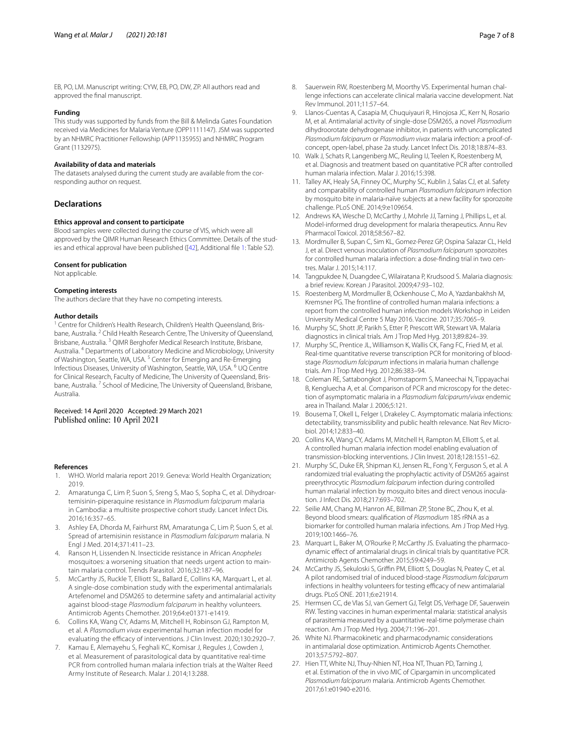EB, PO, LM. Manuscript writing: CYW, EB, PO, DW, ZP. All authors read and approved the final manuscript.

#### Funding

This study was supported by funds from the Bill & Melinda Gates Foundation received via Medicines for Malaria Venture (OPP1111147). JSM was supported by an NHMRC Practitioner Fellowship (APP1135955) and NHMRC Program Grant (1132975).

#### Availability of data and materials

The datasets analysed during the current study are available from the corresponding author on request.

## Declarations

#### Ethics approval and consent to participate

Blood samples were collected during the course of VIS, which were all approved by the QIMR Human Research Ethics Committee. Details of the studies and ethical approval have been published ([42], Additional file 1: Table S2).

#### Consent for publication

Not applicable.

#### Competing interests

The authors declare that they have no competing interests.

#### Author details

[1] Centre for Children's Health Research, Children's Health Queensland, Brisbane, Australia. [2] Child Health Research Centre, The University of Queensland, Brisbane, Australia. [3] QIMR Berghofer Medical Research Institute, Brisbane, Australia. [4] Departments of Laboratory Medicine and Microbiology, University of Washington, Seattle, WA, USA. [5] Center for Emerging and Re-Emerging Infectious Diseases, University of Washington, Seattle, WA, USA. [6] UQ Centre for Clinical Research, Faculty of Medicine, The University of Queensland, Brisbane, Australia. [7] School of Medicine, The University of Queensland, Brisbane, Australia.

Received: 14 April 2020 Accepted: 29 March 2021
Published online: 10 April 2021

#### References

1. WHO. World malaria report 2019. Geneva: World Health Organization; 2019.
2. Amaratunga C, Lim P, Suon S, Sreng S, Mao S, Sopha C, et al. Dihydroartemisinin-piperaquine resistance in *Plasmodium falciparum* malaria in Cambodia: a multisite prospective cohort study. Lancet Infect Dis. 2016;16:357–65.
3. Ashley EA, Dhorda M, Fairhurst RM, Amaratunga C, Lim P, Suon S, et al. Spread of artemisinin resistance in *Plasmodium falciparum* malaria. N Engl J Med. 2014;371:411–23.
4. Ranson H, Lissenden N. Insecticide resistance in African *Anopheles* mosquitoes: a worsening situation that needs urgent action to maintain malaria control. Trends Parasitol. 2016;32:187–96.
5. McCarthy JS, Ruckle T, Elliott SL, Ballard E, Collins KA, Marquart L, et al. A single-dose combination study with the experimental antimalarials Artefenomel and DSM265 to determine safety and antimalarial activity against blood-stage *Plasmodium falciparum* in healthy volunteers. Antimicrob Agents Chemother. 2019;64:e01371-e1419.
6. Collins KA, Wang CY, Adams M, Mitchell H, Robinson GJ, Rampton M, et al. A *Plasmodium vivax* experimental human infection model for evaluating the efficacy of interventions. J Clin Invest. 2020;130:2920–7.
7. Kamau E, Alemayehu S, Feghali KC, Komisar J, Regules J, Cowden J, et al. Measurement of parasitological data by quantitative real-time PCR from controlled human malaria infection trials at the Walter Reed Army Institute of Research. Malar J. 2014;13:288.
8. Sauerwein RW, Roestenberg M, Moorthy VS. Experimental human challenge infections can accelerate clinical malaria vaccine development. Nat Rev Immunol. 2011;11:57–64.
9. Llanos-Cuentas A, Casapia M, Chuquiyauri R, Hinojosa JC, Kerr N, Rosario M, et al. Antimalarial activity of single-dose DSM265, a novel *Plasmodium* dihydroorotate dehydrogenase inhibitor, in patients with uncomplicated *Plasmodium falciparum* or *Plasmodium vivax* malaria infection: a proof-of-concept, open-label, phase 2a study. Lancet Infect Dis. 2018;18:874–83.
10. Walk J, Schats R, Langenberg MC, Reuling IJ, Teelen K, Roestenberg M, et al. Diagnosis and treatment based on quantitative PCR after controlled human malaria infection. Malar J. 2016;15:398.
11. Talley AK, Healy SA, Finney OC, Murphy SC, Kublin J, Salas CJ, et al. Safety and comparability of controlled human *Plasmodium falciparum* infection by mosquito bite in malaria-naïve subjects at a new facility for sporozoite challenge. PLoS ONE. 2014;9:e109654.
12. Andrews KA, Wesche D, McCarthy J, Mohrle JJ, Tarning J, Phillips L, et al. Model-informed drug development for malaria therapeutics. Annu Rev Pharmacol Toxicol. 2018;58:567–82.
13. Mordmuller B, Supan C, Sim KL, Gomez-Perez GP, Ospina Salazar CL, Held J, et al. Direct venous inoculation of *Plasmodium falciparum* sporozoites for controlled human malaria infection: a dose-finding trial in two centres. Malar J. 2015;14:117.
14. Tangpukdee N, Duangdee C, Wilairatana P, Krudsood S. Malaria diagnosis: a brief review. Korean J Parasitol. 2009;47:93–102.
15. Roestenberg M, Mordmuller B, Ockenhouse C, Mo A, Yazdanbakhsh M, Kremsner PG. The frontline of controlled human malaria infections: a report from the controlled human infection models Workshop in Leiden University Medical Centre 5 May 2016. Vaccine. 2017;35:7065–9.
16. Murphy SC, Shott JP, Parikh S, Etter P, Prescott WR, Stewart VA. Malaria diagnostics in clinical trials. Am J Trop Med Hyg. 2013;89:824–39.
17. Murphy SC, Prentice JL, Williamson K, Wallis CK, Fang FC, Fried M, et al. Real-time quantitative reverse transcription PCR for monitoring of blood-stage *Plasmodium falciparum* infections in malaria human challenge trials. Am J Trop Med Hyg. 2012;86:383–94.
18. Coleman RE, Sattabongkot J, Promstaporm S, Maneechai N, Tippayachai B, Kengluecha A, et al. Comparison of PCR and microscopy for the detection of asymptomatic malaria in a *Plasmodium falciparum/vivax* endemic area in Thailand. Malar J. 2006;5:121.
19. Bousema T, Okell L, Felger I, Drakeley C. Asymptomatic malaria infections: detectability, transmissibility and public health relevance. Nat Rev Microbiol. 2014;12:833–40.
20. Collins KA, Wang CY, Adams M, Mitchell H, Rampton M, Elliott S, et al. A controlled human malaria infection model enabling evaluation of transmission-blocking interventions. J Clin Invest. 2018;128:1551–62.
21. Murphy SC, Duke ER, Shipman KJ, Jensen RL, Fong Y, Ferguson S, et al. A randomized trial evaluating the prophylactic activity of DSM265 against preerythrocytic *Plasmodium falciparum* infection during controlled human malarial infection by mosquito bites and direct venous inoculation. J Infect Dis. 2018;217:693–702.
22. Seilie AM, Chang M, Hanron AE, Billman ZP, Stone BC, Zhou K, et al. Beyond blood smears: qualification of *Plasmodium* 18S rRNA as a biomarker for controlled human malaria infections. Am J Trop Med Hyg. 2019;100:1466–76.
23. Marquart L, Baker M, O'Rourke P, McCarthy JS. Evaluating the pharmacodynamic effect of antimalarial drugs in clinical trials by quantitative PCR. Antimicrob Agents Chemother. 2015;59:4249–59.
24. McCarthy JS, Sekuloski S, Griffin PM, Elliott S, Douglas N, Peatey C, et al. A pilot randomised trial of induced blood-stage *Plasmodium falciparum* infections in healthy volunteers for testing efficacy of new antimalarial drugs. PLoS ONE. 2011;6:e21914.
25. Hermsen CC, de Vlas SJ, van Gemert GJ, Telgt DS, Verhage DF, Sauerwein RW. Testing vaccines in human experimental malaria: statistical analysis of parasitemia measured by a quantitative real-time polymerase chain reaction. Am J Trop Med Hyg. 2004;71:196–201.
26. White NJ. Pharmacokinetic and pharmacodynamic considerations in antimalarial dose optimization. Antimicrob Agents Chemother. 2013;57:5792–807.
27. Hien TT, White NJ, Thuy-Nhien NT, Hoa NT, Thuan PD, Tarning J, et al. Estimation of the in vivo MIC of Cipargamin in uncomplicated *Plasmodium falciparum* malaria. Antimicrob Agents Chemother. 2017;61:e01940-e2016.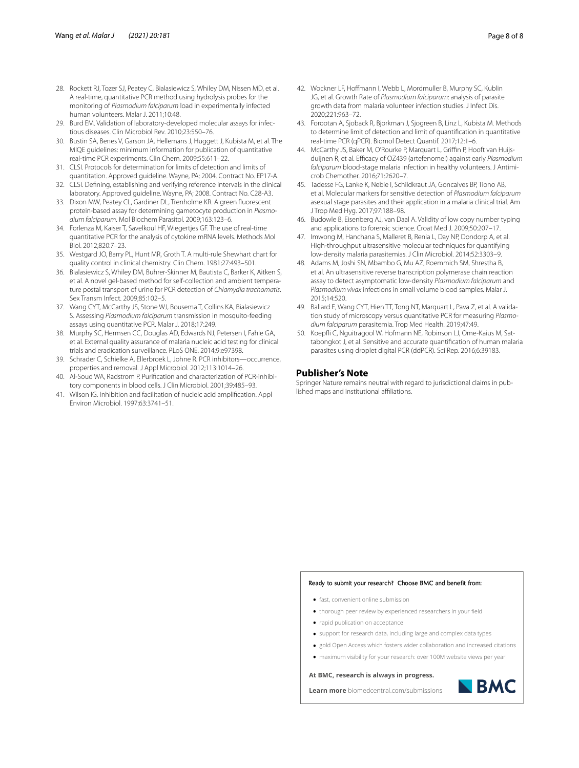28. Rockett RJ, Tozer SJ, Peatey C, Bialasiewicz S, Whiley DM, Nissen MD, et al. A real-time, quantitative PCR method using hydrolysis probes for the monitoring of *Plasmodium falciparum* load in experimentally infected human volunteers. Malar J. 2011;10:48.
29. Burd EM. Validation of laboratory-developed molecular assays for infectious diseases. Clin Microbiol Rev. 2010;23:550–76.
30. Bustin SA, Benes V, Garson JA, Hellemans J, Huggett J, Kubista M, et al. The MIQE guidelines: minimum information for publication of quantitative real-time PCR experiments. Clin Chem. 2009;55:611–22.
31. CLSI. Protocols for determination for limits of detection and limits of quantitation. Approved guideline. Wayne, PA; 2004. Contract No. EP17-A.
32. CLSI. Defining, establishing and verifying reference intervals in the clinical laboratory. Approved guideline. Wayne, PA; 2008. Contract No. C28-A3.
33. Dixon MW, Peatey CL, Gardiner DL, Trenholme KR. A green fluorescent protein-based assay for determining gametocyte production in *Plasmodium falciparum*. Mol Biochem Parasitol. 2009;163:123–6.
34. Forlenza M, Kaiser T, Savelkoul HF, Wiegertjes GF. The use of real-time quantitative PCR for the analysis of cytokine mRNA levels. Methods Mol Biol. 2012;820:7–23.
35. Westgard JO, Barry PL, Hunt MR, Groth T. A multi-rule Shewhart chart for quality control in clinical chemistry. Clin Chem. 1981;27:493–501.
36. Bialasiewicz S, Whiley DM, Buhrer-Skinner M, Bautista C, Barker K, Aitken S, et al. A novel gel-based method for self-collection and ambient temperature postal transport of urine for PCR detection of *Chlamydia trachomatis*. Sex Transm Infect. 2009;85:102–5.
37. Wang CYT, McCarthy JS, Stone WJ, Bousema T, Collins KA, Bialasiewicz S. Assessing *Plasmodium falciparum* transmission in mosquito-feeding assays using quantitative PCR. Malar J. 2018;17:249.
38. Murphy SC, Hermsen CC, Douglas AD, Edwards NJ, Petersen I, Fahle GA, et al. External quality assurance of malaria nucleic acid testing for clinical trials and eradication surveillance. PLoS ONE. 2014;9:e97398.
39. Schrader C, Schielke A, Ellerbroek L, Johne R. PCR inhibitors—occurrence, properties and removal. J Appl Microbiol. 2012;113:1014–26.
40. Al-Soud WA, Radstrom P. Purification and characterization of PCR-inhibitory components in blood cells. J Clin Microbiol. 2001;39:485–93.
41. Wilson IG. Inhibition and facilitation of nucleic acid amplification. Appl Environ Microbiol. 1997;63:3741–51.
42. Wockner LF, Hoffmann I, Webb L, Mordmuller B, Murphy SC, Kublin JG, et al. Growth Rate of *Plasmodium falciparum*: analysis of parasite growth data from malaria volunteer infection studies. J Infect Dis. 2020;221:963–72.
43. Forootan A, Sjoback R, Bjorkman J, Sjogreen B, Linz L, Kubista M. Methods to determine limit of detection and limit of quantification in quantitative real-time PCR (qPCR). Biomol Detect Quantif. 2017;12:1–6.
44. McCarthy JS, Baker M, O'Rourke P, Marquart L, Griffin P, Hooft van Huijsduijnen R, et al. Efficacy of OZ439 (artefenomel) against early *Plasmodium falciparum* blood-stage malaria infection in healthy volunteers. J Antimicrob Chemother. 2016;71:2620–7.
45. Tadesse FG, Lanke K, Nebie I, Schildkraut JA, Goncalves BP, Tiono AB, et al. Molecular markers for sensitive detection of *Plasmodium falciparum* asexual stage parasites and their application in a malaria clinical trial. Am J Trop Med Hyg. 2017;97:188–98.
46. Budowle B, Eisenberg AJ, van Daal A. Validity of low copy number typing and applications to forensic science. Croat Med J. 2009;50:207–17.
47. Imwong M, Hanchana S, Malleret B, Renia L, Day NP, Dondorp A, et al. High-throughput ultrasensitive molecular techniques for quantifying low-density malaria parasitemias. J Clin Microbiol. 2014;52:3303–9.
48. Adams M, Joshi SN, Mbambo G, Mu AZ, Roemmich SM, Shrestha B, et al. An ultrasensitive reverse transcription polymerase chain reaction assay to detect asymptomatic low-density *Plasmodium falciparum* and *Plasmodium vivax* infections in small volume blood samples. Malar J. 2015;14:520.
49. Ballard E, Wang CYT, Hien TT, Tong NT, Marquart L, Pava Z, et al. A validation study of microscopy versus quantitative PCR for measuring *Plasmodium falciparum* parasitemia. Trop Med Health. 2019;47:49.
50. Koepfli C, Nguitragool W, Hofmann NE, Robinson LJ, Ome-Kaius M, Sattabongkot J, et al. Sensitive and accurate quantification of human malaria parasites using droplet digital PCR (ddPCR). Sci Rep. 2016;6:39183.

## Publisher's Note

Springer Nature remains neutral with regard to jurisdictional claims in published maps and institutional affiliations.

Ready to submit your research? Choose BMC and benefit from:

- fast, convenient online submission
- thorough peer review by experienced researchers in your field
- rapid publication on acceptance
- support for research data, including large and complex data types
- gold Open Access which fosters wider collaboration and increased citations
- maximum visibility for your research: over 100M website views per year

**At BMC, research is always in progress.**

**Learn more** biomedcentral.com/submissions